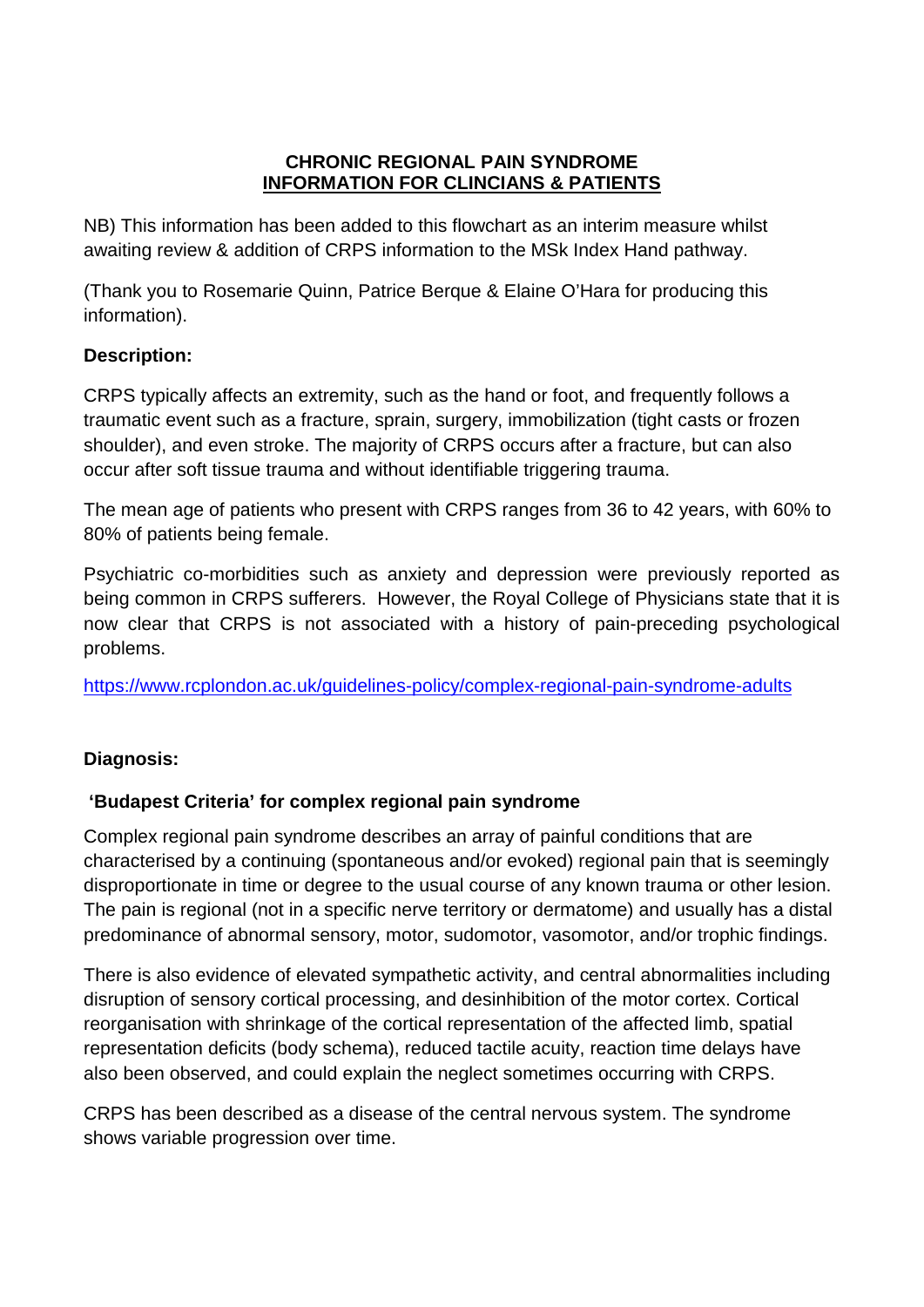# CHRONIC REGIONAL PAIN SYNDROME
## INFORMATION FOR CLINCIANS & PATIENTS

NB) This information has been added to this flowchart as an interim measure whilst awaiting review & addition of CRPS information to the MSk Index Hand pathway.

(Thank you to Rosemarie Quinn, Patrice Berque & Elaine O'Hara for producing this information).

**Description:**

CRPS typically affects an extremity, such as the hand or foot, and frequently follows a traumatic event such as a fracture, sprain, surgery, immobilization (tight casts or frozen shoulder), and even stroke. The majority of CRPS occurs after a fracture, but can also occur after soft tissue trauma and without identifiable triggering trauma.

The mean age of patients who present with CRPS ranges from 36 to 42 years, with 60% to 80% of patients being female.

Psychiatric co-morbidities such as anxiety and depression were previously reported as being common in CRPS sufferers. However, the Royal College of Physicians state that it is now clear that CRPS is not associated with a history of pain-preceding psychological problems.

https://www.rcplondon.ac.uk/guidelines-policy/complex-regional-pain-syndrome-adults

**Diagnosis:**

**'Budapest Criteria' for complex regional pain syndrome**

Complex regional pain syndrome describes an array of painful conditions that are characterised by a continuing (spontaneous and/or evoked) regional pain that is seemingly disproportionate in time or degree to the usual course of any known trauma or other lesion. The pain is regional (not in a specific nerve territory or dermatome) and usually has a distal predominance of abnormal sensory, motor, sudomotor, vasomotor, and/or trophic findings.

There is also evidence of elevated sympathetic activity, and central abnormalities including disruption of sensory cortical processing, and desinhibition of the motor cortex. Cortical reorganisation with shrinkage of the cortical representation of the affected limb, spatial representation deficits (body schema), reduced tactile acuity, reaction time delays have also been observed, and could explain the neglect sometimes occurring with CRPS.

CRPS has been described as a disease of the central nervous system. The syndrome shows variable progression over time.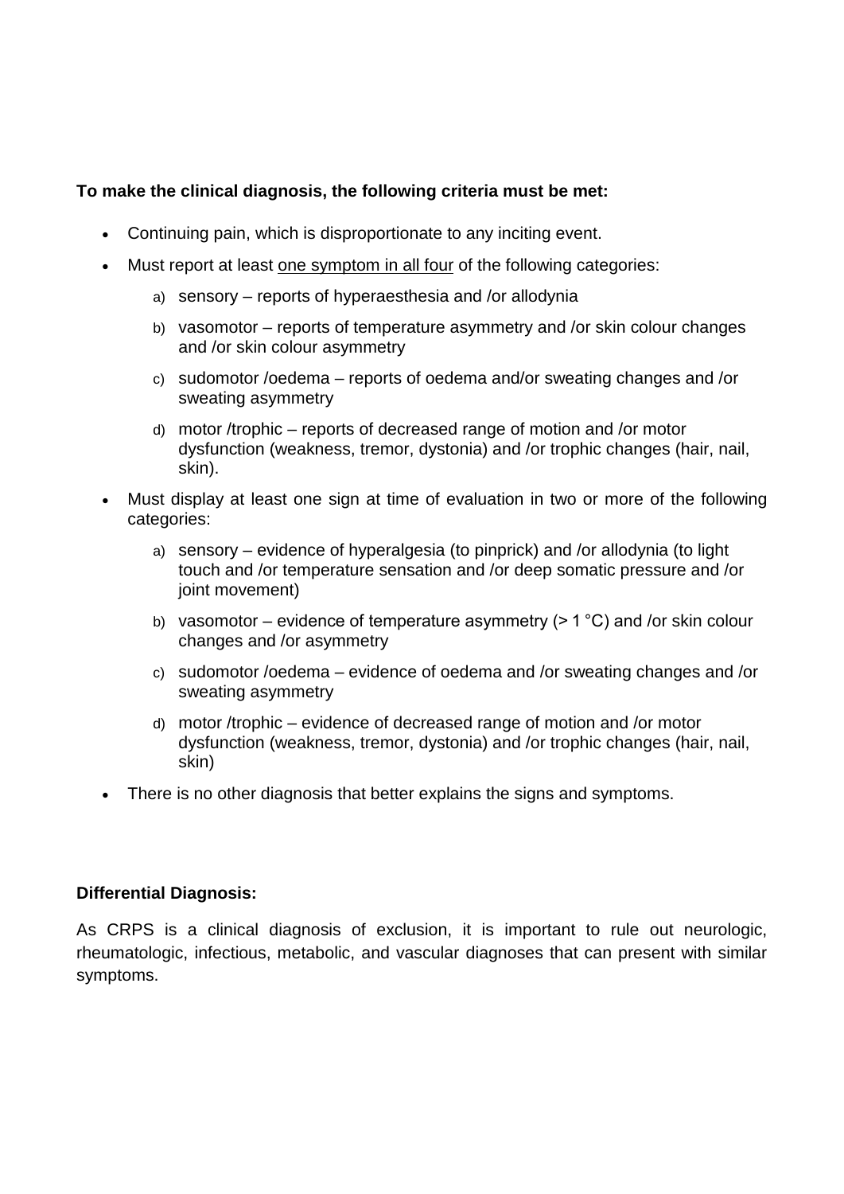**To make the clinical diagnosis, the following criteria must be met:**

- Continuing pain, which is disproportionate to any inciting event.
- Must report at least <u>one symptom in all four</u> of the following categories:
  a) sensory – reports of hyperaesthesia and /or allodynia
  b) vasomotor – reports of temperature asymmetry and /or skin colour changes and /or skin colour asymmetry
  c) sudomotor /oedema – reports of oedema and/or sweating changes and /or sweating asymmetry
  d) motor /trophic – reports of decreased range of motion and /or motor dysfunction (weakness, tremor, dystonia) and /or trophic changes (hair, nail, skin).
- Must display at least one sign at time of evaluation in two or more of the following categories:
  a) sensory – evidence of hyperalgesia (to pinprick) and /or allodynia (to light touch and /or temperature sensation and /or deep somatic pressure and /or joint movement)
  b) vasomotor – evidence of temperature asymmetry (> 1 °C) and /or skin colour changes and /or asymmetry
  c) sudomotor /oedema – evidence of oedema and /or sweating changes and /or sweating asymmetry
  d) motor /trophic – evidence of decreased range of motion and /or motor dysfunction (weakness, tremor, dystonia) and /or trophic changes (hair, nail, skin)
- There is no other diagnosis that better explains the signs and symptoms.

**Differential Diagnosis:**

As CRPS is a clinical diagnosis of exclusion, it is important to rule out neurologic, rheumatologic, infectious, metabolic, and vascular diagnoses that can present with similar symptoms.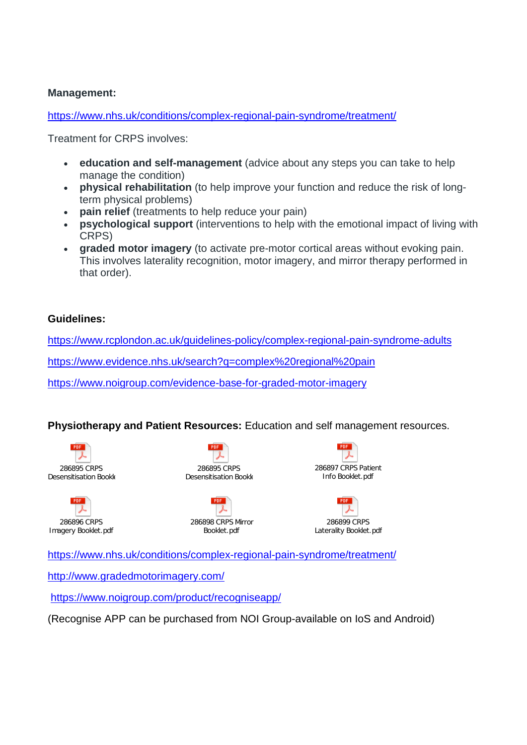**Management:**

https://www.nhs.uk/conditions/complex-regional-pain-syndrome/treatment/

Treatment for CRPS involves:

- **education and self-management** (advice about any steps you can take to help manage the condition)
- **physical rehabilitation** (to help improve your function and reduce the risk of long-term physical problems)
- **pain relief** (treatments to help reduce your pain)
- **psychological support** (interventions to help with the emotional impact of living with CRPS)
- **graded motor imagery** (to activate pre-motor cortical areas without evoking pain. This involves laterality recognition, motor imagery, and mirror therapy performed in that order).

**Guidelines:**

https://www.rcplondon.ac.uk/guidelines-policy/complex-regional-pain-syndrome-adults

https://www.evidence.nhs.uk/search?q=complex%20regional%20pain

https://www.noigroup.com/evidence-base-for-graded-motor-imagery

**Physiotherapy and Patient Resources:** Education and self management resources.

286895 CRPS Desensitisation Bookl

286895 CRPS Desensitisation Bookl

286897 CRPS Patient Info Booklet.pdf

286896 CRPS Imagery Booklet.pdf

286898 CRPS Mirror Booklet.pdf

286899 CRPS Laterality Booklet.pdf

https://www.nhs.uk/conditions/complex-regional-pain-syndrome/treatment/

http://www.gradedmotorimagery.com/

https://www.noigroup.com/product/recogniseapp/

(Recognise APP can be purchased from NOI Group-available on IoS and Android)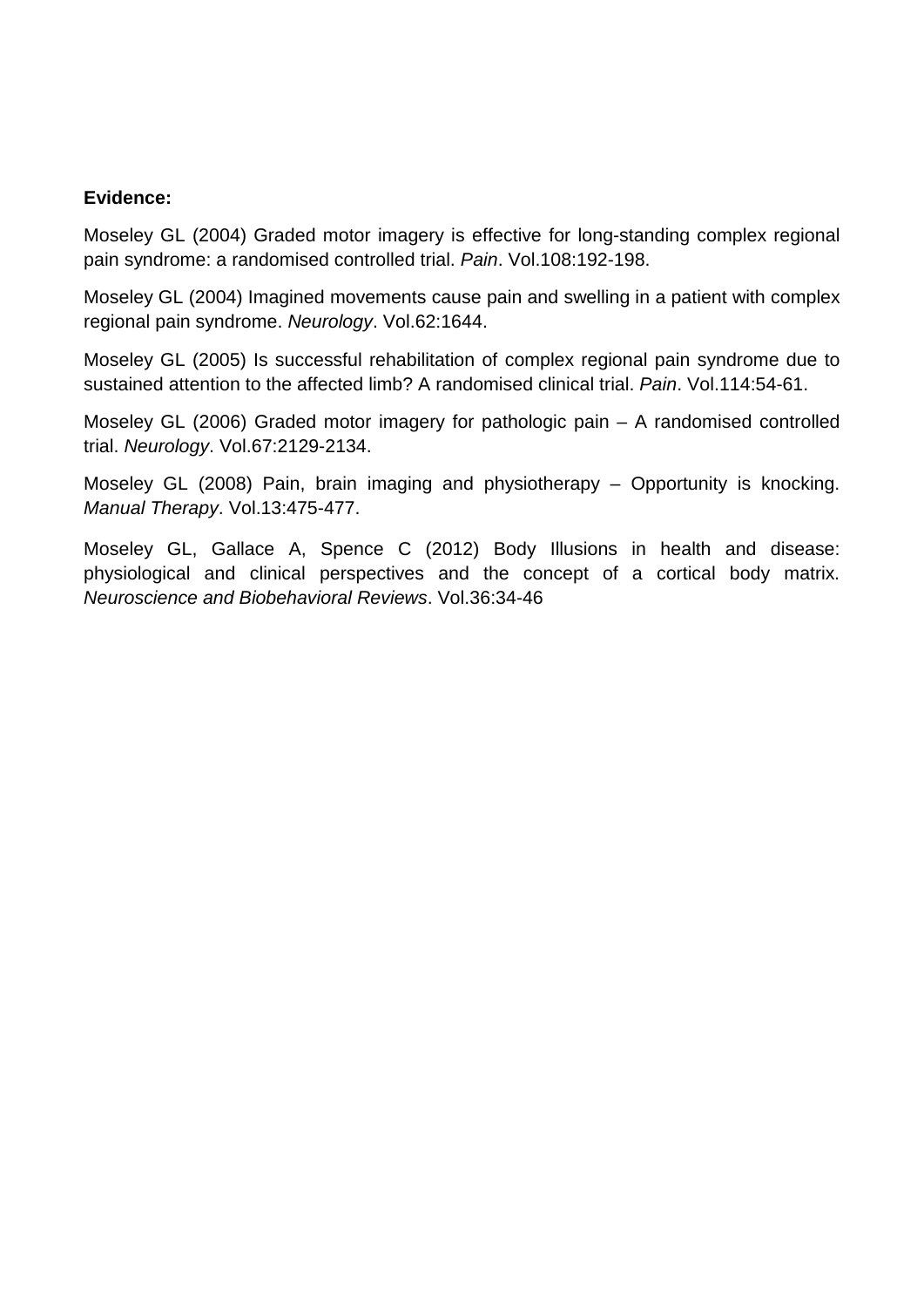**Evidence:**

Moseley GL (2004) Graded motor imagery is effective for long-standing complex regional pain syndrome: a randomised controlled trial. *Pain*. Vol.108:192-198.

Moseley GL (2004) Imagined movements cause pain and swelling in a patient with complex regional pain syndrome. *Neurology*. Vol.62:1644.

Moseley GL (2005) Is successful rehabilitation of complex regional pain syndrome due to sustained attention to the affected limb? A randomised clinical trial. *Pain*. Vol.114:54-61.

Moseley GL (2006) Graded motor imagery for pathologic pain – A randomised controlled trial. *Neurology*. Vol.67:2129-2134.

Moseley GL (2008) Pain, brain imaging and physiotherapy – Opportunity is knocking. *Manual Therapy*. Vol.13:475-477.

Moseley GL, Gallace A, Spence C (2012) Body Illusions in health and disease: physiological and clinical perspectives and the concept of a cortical body matrix. *Neuroscience and Biobehavioral Reviews*. Vol.36:34-46